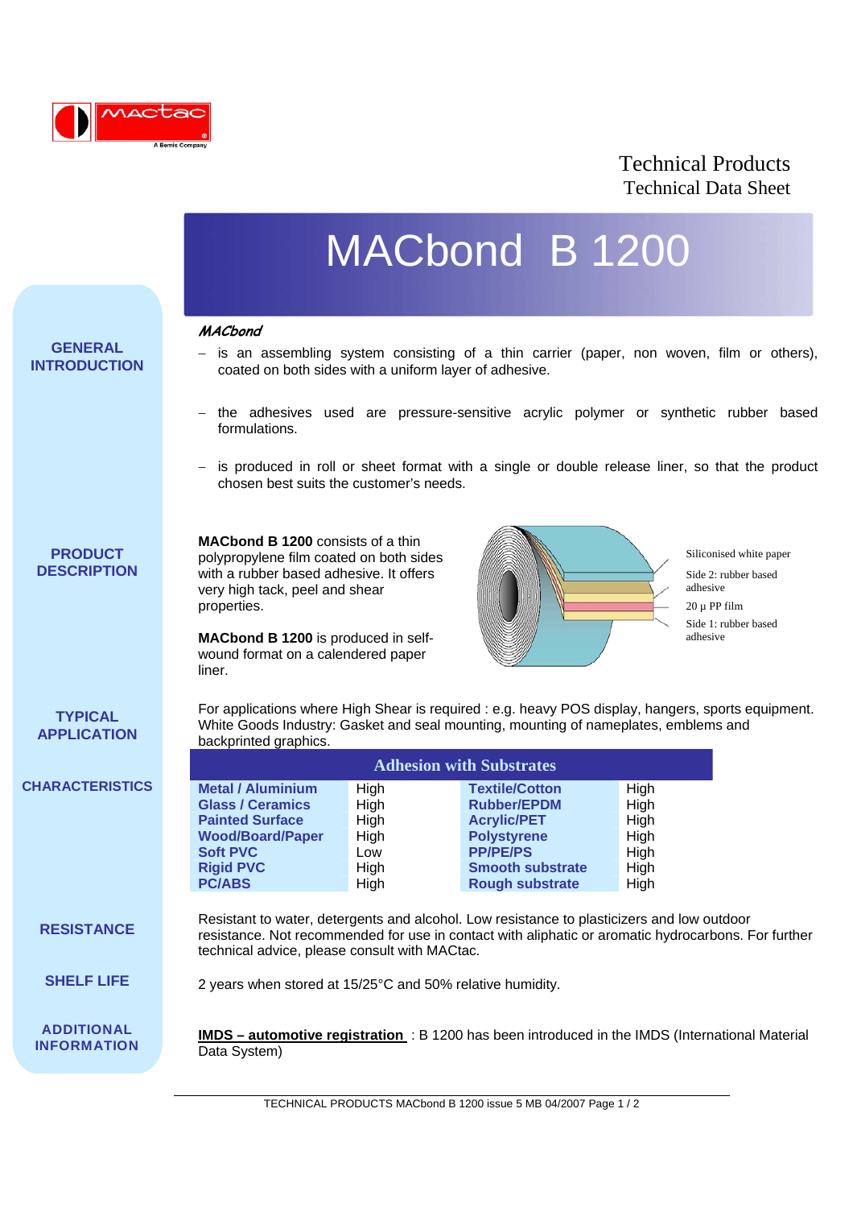Technical Products
Technical Data Sheet

# MACbond B 1200

## GENERAL INTRODUCTION

***MACbond***

- is an assembling system consisting of a thin carrier (paper, non woven, film or others), coated on both sides with a uniform layer of adhesive.
- the adhesives used are pressure-sensitive acrylic polymer or synthetic rubber based formulations.
- is produced in roll or sheet format with a single or double release liner, so that the product chosen best suits the customer's needs.

## PRODUCT DESCRIPTION

**MACbond B 1200** consists of a thin polypropylene film coated on both sides with a rubber based adhesive. It offers very high tack, peel and shear properties.

**MACbond B 1200** is produced in self-wound format on a calendered paper liner.

Siliconised white paper
Side 2: rubber based adhesive
20 µ PP film
Side 1: rubber based adhesive

## TYPICAL APPLICATION

For applications where High Shear is required : e.g. heavy POS display, hangers, sports equipment.
White Goods Industry: Gasket and seal mounting, mounting of nameplates, emblems and backprinted graphics.

## CHARACTERISTICS

| Adhesion with Substrates | | | |
|---|---|---|---|
| **Metal / Aluminium** | High | **Textile/Cotton** | High |
| **Glass / Ceramics** | High | **Rubber/EPDM** | High |
| **Painted Surface** | High | **Acrylic/PET** | High |
| **Wood/Board/Paper** | High | **Polystyrene** | High |
| **Soft PVC** | Low | **PP/PE/PS** | High |
| **Rigid PVC** | High | **Smooth substrate** | High |
| **PC/ABS** | High | **Rough substrate** | High |

## RESISTANCE

Resistant to water, detergents and alcohol. Low resistance to plasticizers and low outdoor resistance. Not recommended for use in contact with aliphatic or aromatic hydrocarbons. For further technical advice, please consult with MACtac.

## SHELF LIFE

2 years when stored at 15/25°C and 50% relative humidity.

## ADDITIONAL INFORMATION

**IMDS – automotive registration** : B 1200 has been introduced in the IMDS (International Material Data System)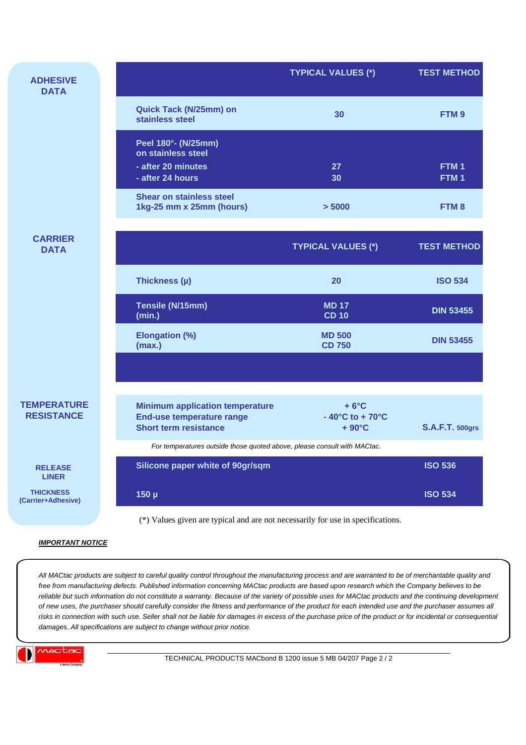## ADHESIVE DATA

| | TYPICAL VALUES (*) | TEST METHOD |
|---|---|---|
| Quick Tack (N/25mm) on stainless steel | 30 | FTM 9 |
| Peel 180°- (N/25mm) on stainless steel | | |
| - after 20 minutes | 27 | FTM 1 |
| - after 24 hours | 30 | FTM 1 |
| Shear on stainless steel 1kg-25 mm x 25mm (hours) | > 5000 | FTM 8 |

## CARRIER DATA

| | TYPICAL VALUES (*) | TEST METHOD |
|---|---|---|
| Thickness (μ) | 20 | ISO 534 |
| Tensile (N/15mm) (min.) | MD 17<br>CD 10 | DIN 53455 |
| Elongation (%) (max.) | MD 500<br>CD 750 | DIN 53455 |

## TEMPERATURE RESISTANCE

| | | |
|---|---|---|
| Minimum application temperature | + 6°C | |
| End-use temperature range | - 40°C to + 70°C | |
| Short term resistance | + 90°C | S.A.F.T. 500grs |

*For temperatures outside those quoted above, please consult with MACtac.*

## RELEASE LINER

| | |
|---|---|
| Silicone paper white of 90gr/sqm | ISO 536 |

## THICKNESS (Carrier+Adhesive)

| | |
|---|---|
| 150 μ | ISO 534 |

(*) Values given are typical and are not necessarily for use in specifications.

***IMPORTANT NOTICE***

*All MACtac products are subject to careful quality control throughout the manufacturing process and are warranted to be of merchantable quality and free from manufacturing defects. Published information concerning MACtac products are based upon research which the Company believes to be reliable but such information do not constitute a warranty. Because of the variety of possible uses for MACtac products and the continuing development of new uses, the purchaser should carefully consider the fitness and performance of the product for each intended use and the purchaser assumes all risks in connection with such use. Seller shall not be liable for damages in excess of the purchase price of the product or for incidental or consequential damages. All specifications are subject to change without prior notice.*

TECHNICAL PRODUCTS MACbond B 1200 issue 5 MB 04/207